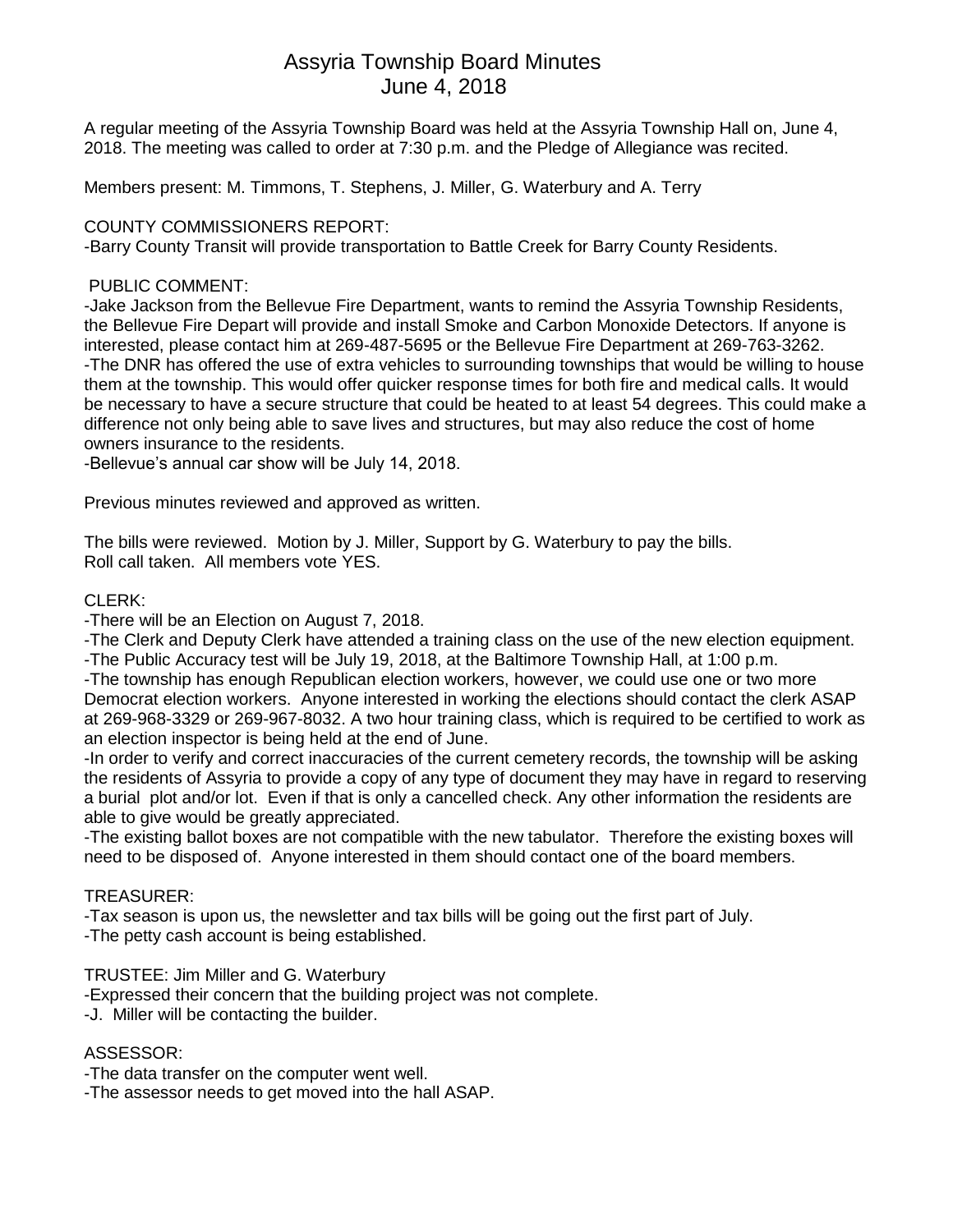# Assyria Township Board Minutes
## June 4, 2018

A regular meeting of the Assyria Township Board was held at the Assyria Township Hall on, June 4, 2018. The meeting was called to order at 7:30 p.m. and the Pledge of Allegiance was recited.

Members present: M. Timmons, T. Stephens, J. Miller, G. Waterbury and A. Terry

COUNTY COMMISSIONERS REPORT:
-Barry County Transit will provide transportation to Battle Creek for Barry County Residents.

PUBLIC COMMENT:
-Jake Jackson from the Bellevue Fire Department, wants to remind the Assyria Township Residents, the Bellevue Fire Depart will provide and install Smoke and Carbon Monoxide Detectors. If anyone is interested, please contact him at 269-487-5695 or the Bellevue Fire Department at 269-763-3262.
-The DNR has offered the use of extra vehicles to surrounding townships that would be willing to house them at the township. This would offer quicker response times for both fire and medical calls. It would be necessary to have a secure structure that could be heated to at least 54 degrees. This could make a difference not only being able to save lives and structures, but may also reduce the cost of home owners insurance to the residents.
-Bellevue's annual car show will be July 14, 2018.

Previous minutes reviewed and approved as written.

The bills were reviewed. Motion by J. Miller, Support by G. Waterbury to pay the bills.
Roll call taken. All members vote YES.

CLERK:
-There will be an Election on August 7, 2018.
-The Clerk and Deputy Clerk have attended a training class on the use of the new election equipment.
-The Public Accuracy test will be July 19, 2018, at the Baltimore Township Hall, at 1:00 p.m.
-The township has enough Republican election workers, however, we could use one or two more Democrat election workers. Anyone interested in working the elections should contact the clerk ASAP at 269-968-3329 or 269-967-8032. A two hour training class, which is required to be certified to work as an election inspector is being held at the end of June.
-In order to verify and correct inaccuracies of the current cemetery records, the township will be asking the residents of Assyria to provide a copy of any type of document they may have in regard to reserving a burial plot and/or lot. Even if that is only a cancelled check. Any other information the residents are able to give would be greatly appreciated.
-The existing ballot boxes are not compatible with the new tabulator. Therefore the existing boxes will need to be disposed of. Anyone interested in them should contact one of the board members.

TREASURER:
-Tax season is upon us, the newsletter and tax bills will be going out the first part of July.
-The petty cash account is being established.

TRUSTEE: Jim Miller and G. Waterbury
-Expressed their concern that the building project was not complete.
-J. Miller will be contacting the builder.

ASSESSOR:
-The data transfer on the computer went well.
-The assessor needs to get moved into the hall ASAP.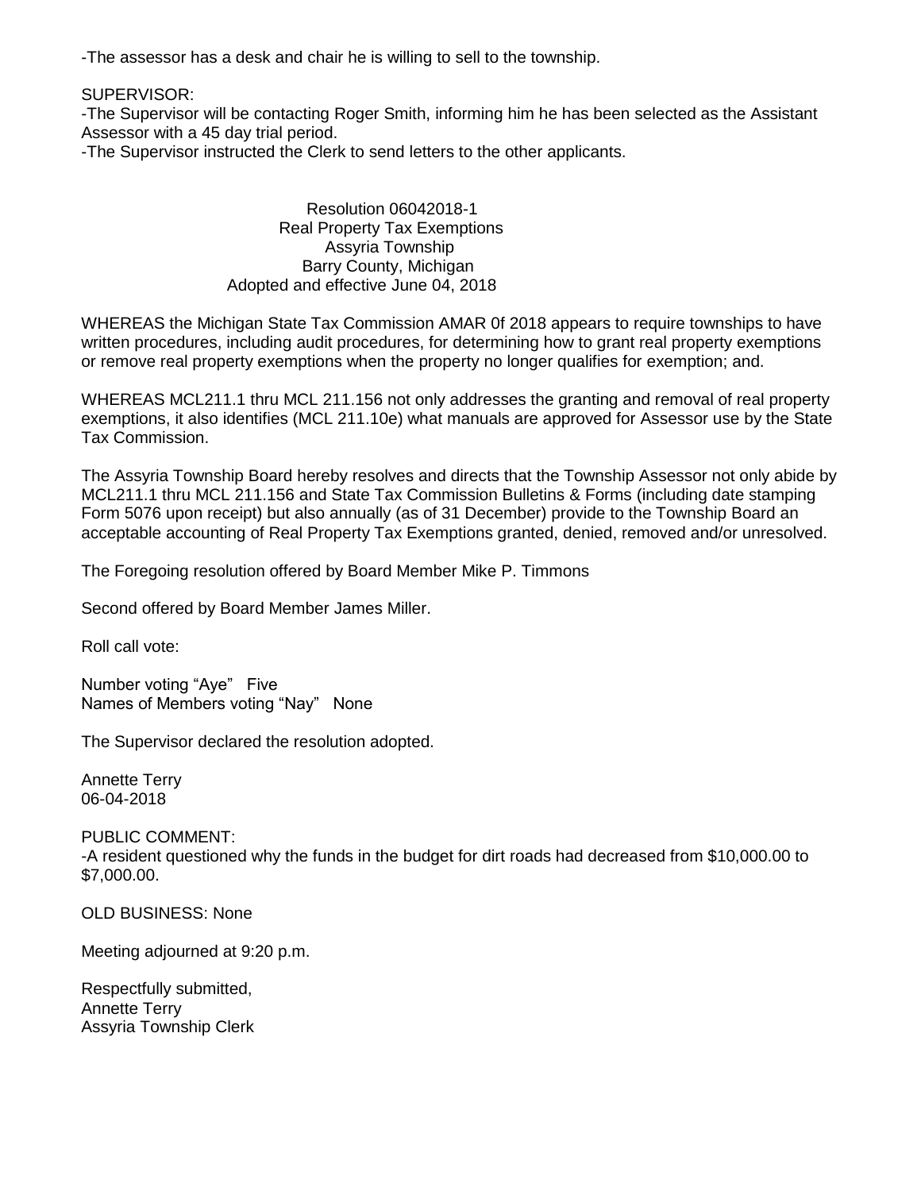-The assessor has a desk and chair he is willing to sell to the township.

SUPERVISOR:
-The Supervisor will be contacting Roger Smith, informing him he has been selected as the Assistant Assessor with a 45 day trial period.
-The Supervisor instructed the Clerk to send letters to the other applicants.

Resolution 06042018-1
Real Property Tax Exemptions
Assyria Township
Barry County, Michigan
Adopted and effective June 04, 2018

WHEREAS the Michigan State Tax Commission AMAR 0f 2018 appears to require townships to have written procedures, including audit procedures, for determining how to grant real property exemptions or remove real property exemptions when the property no longer qualifies for exemption; and.

WHEREAS MCL211.1 thru MCL 211.156 not only addresses the granting and removal of real property exemptions, it also identifies (MCL 211.10e) what manuals are approved for Assessor use by the State Tax Commission.

The Assyria Township Board hereby resolves and directs that the Township Assessor not only abide by MCL211.1 thru MCL 211.156 and State Tax Commission Bulletins & Forms (including date stamping Form 5076 upon receipt) but also annually (as of 31 December) provide to the Township Board an acceptable accounting of Real Property Tax Exemptions granted, denied, removed and/or unresolved.

The Foregoing resolution offered by Board Member Mike P. Timmons

Second offered by Board Member James Miller.

Roll call vote:

Number voting "Aye" Five
Names of Members voting "Nay" None

The Supervisor declared the resolution adopted.

Annette Terry
06-04-2018

PUBLIC COMMENT:
-A resident questioned why the funds in the budget for dirt roads had decreased from $10,000.00 to $7,000.00.

OLD BUSINESS: None

Meeting adjourned at 9:20 p.m.

Respectfully submitted,
Annette Terry
Assyria Township Clerk